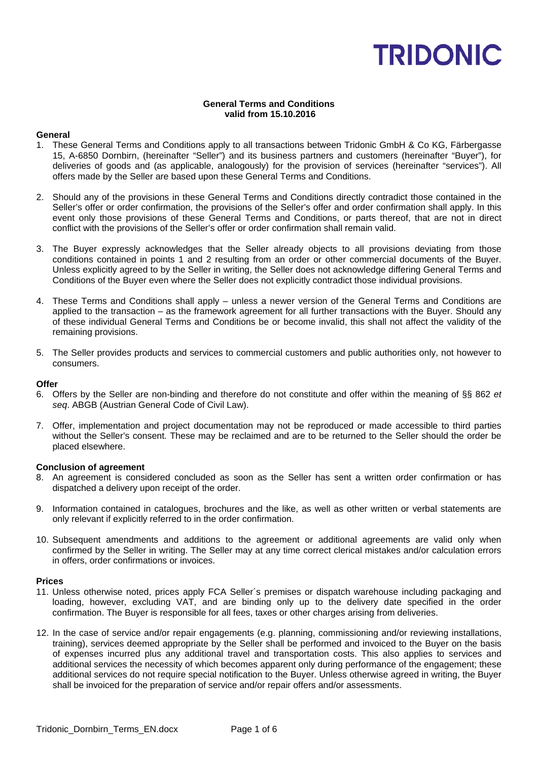TRIDONIC

**General Terms and Conditions**
**valid from 15.10.2016**

**General**

1. These General Terms and Conditions apply to all transactions between Tridonic GmbH & Co KG, Färbergasse 15, A-6850 Dornbirn, (hereinafter "Seller") and its business partners and customers (hereinafter "Buyer"), for deliveries of goods and (as applicable, analogously) for the provision of services (hereinafter "services"). All offers made by the Seller are based upon these General Terms and Conditions.

2. Should any of the provisions in these General Terms and Conditions directly contradict those contained in the Seller's offer or order confirmation, the provisions of the Seller's offer and order confirmation shall apply. In this event only those provisions of these General Terms and Conditions, or parts thereof, that are not in direct conflict with the provisions of the Seller's offer or order confirmation shall remain valid.

3. The Buyer expressly acknowledges that the Seller already objects to all provisions deviating from those conditions contained in points 1 and 2 resulting from an order or other commercial documents of the Buyer. Unless explicitly agreed to by the Seller in writing, the Seller does not acknowledge differing General Terms and Conditions of the Buyer even where the Seller does not explicitly contradict those individual provisions.

4. These Terms and Conditions shall apply – unless a newer version of the General Terms and Conditions are applied to the transaction – as the framework agreement for all further transactions with the Buyer. Should any of these individual General Terms and Conditions be or become invalid, this shall not affect the validity of the remaining provisions.

5. The Seller provides products and services to commercial customers and public authorities only, not however to consumers.

**Offer**

6. Offers by the Seller are non-binding and therefore do not constitute and offer within the meaning of §§ 862 *et seq*. ABGB (Austrian General Code of Civil Law).

7. Offer, implementation and project documentation may not be reproduced or made accessible to third parties without the Seller's consent. These may be reclaimed and are to be returned to the Seller should the order be placed elsewhere.

**Conclusion of agreement**

8. An agreement is considered concluded as soon as the Seller has sent a written order confirmation or has dispatched a delivery upon receipt of the order.

9. Information contained in catalogues, brochures and the like, as well as other written or verbal statements are only relevant if explicitly referred to in the order confirmation.

10. Subsequent amendments and additions to the agreement or additional agreements are valid only when confirmed by the Seller in writing. The Seller may at any time correct clerical mistakes and/or calculation errors in offers, order confirmations or invoices.

**Prices**

11. Unless otherwise noted, prices apply FCA Seller´s premises or dispatch warehouse including packaging and loading, however, excluding VAT, and are binding only up to the delivery date specified in the order confirmation. The Buyer is responsible for all fees, taxes or other charges arising from deliveries.

12. In the case of service and/or repair engagements (e.g. planning, commissioning and/or reviewing installations, training), services deemed appropriate by the Seller shall be performed and invoiced to the Buyer on the basis of expenses incurred plus any additional travel and transportation costs. This also applies to services and additional services the necessity of which becomes apparent only during performance of the engagement; these additional services do not require special notification to the Buyer. Unless otherwise agreed in writing, the Buyer shall be invoiced for the preparation of service and/or repair offers and/or assessments.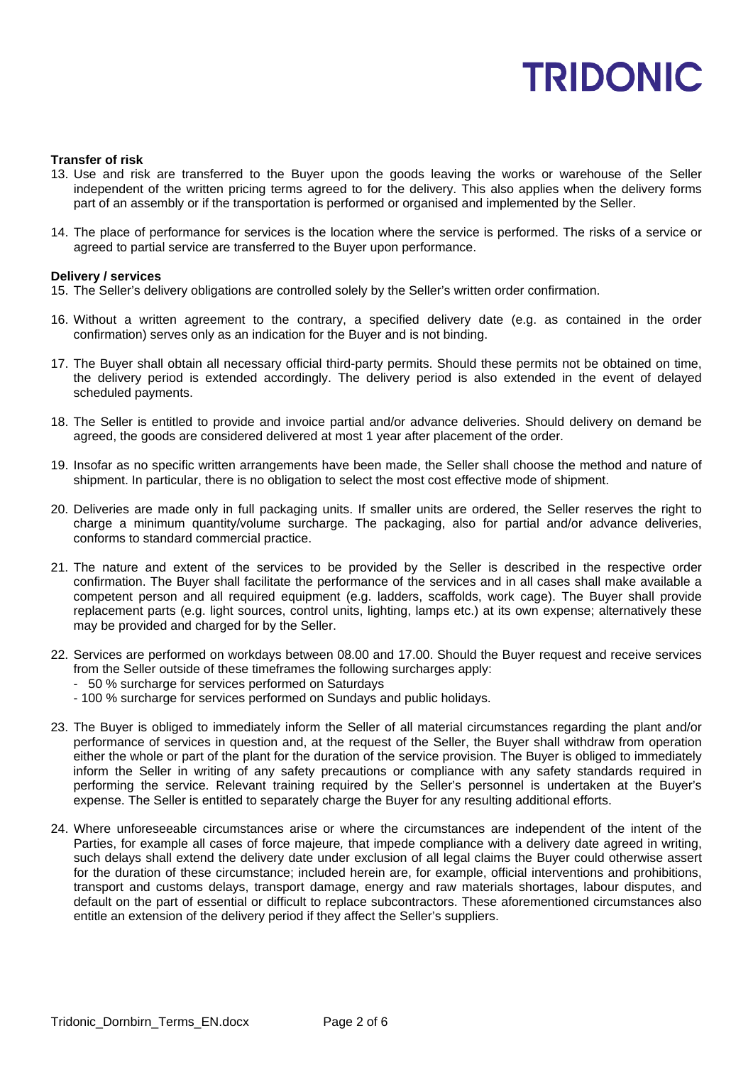### Transfer of risk

13. Use and risk are transferred to the Buyer upon the goods leaving the works or warehouse of the Seller independent of the written pricing terms agreed to for the delivery. This also applies when the delivery forms part of an assembly or if the transportation is performed or organised and implemented by the Seller.

14. The place of performance for services is the location where the service is performed. The risks of a service or agreed to partial service are transferred to the Buyer upon performance.

### Delivery / services

15. The Seller's delivery obligations are controlled solely by the Seller's written order confirmation.

16. Without a written agreement to the contrary, a specified delivery date (e.g. as contained in the order confirmation) serves only as an indication for the Buyer and is not binding.

17. The Buyer shall obtain all necessary official third-party permits. Should these permits not be obtained on time, the delivery period is extended accordingly. The delivery period is also extended in the event of delayed scheduled payments.

18. The Seller is entitled to provide and invoice partial and/or advance deliveries. Should delivery on demand be agreed, the goods are considered delivered at most 1 year after placement of the order.

19. Insofar as no specific written arrangements have been made, the Seller shall choose the method and nature of shipment. In particular, there is no obligation to select the most cost effective mode of shipment.

20. Deliveries are made only in full packaging units. If smaller units are ordered, the Seller reserves the right to charge a minimum quantity/volume surcharge. The packaging, also for partial and/or advance deliveries, conforms to standard commercial practice.

21. The nature and extent of the services to be provided by the Seller is described in the respective order confirmation. The Buyer shall facilitate the performance of the services and in all cases shall make available a competent person and all required equipment (e.g. ladders, scaffolds, work cage). The Buyer shall provide replacement parts (e.g. light sources, control units, lighting, lamps etc.) at its own expense; alternatively these may be provided and charged for by the Seller.

22. Services are performed on workdays between 08.00 and 17.00. Should the Buyer request and receive services from the Seller outside of these timeframes the following surcharges apply:
    - 50 % surcharge for services performed on Saturdays
    - 100 % surcharge for services performed on Sundays and public holidays.

23. The Buyer is obliged to immediately inform the Seller of all material circumstances regarding the plant and/or performance of services in question and, at the request of the Seller, the Buyer shall withdraw from operation either the whole or part of the plant for the duration of the service provision. The Buyer is obliged to immediately inform the Seller in writing of any safety precautions or compliance with any safety standards required in performing the service. Relevant training required by the Seller's personnel is undertaken at the Buyer's expense. The Seller is entitled to separately charge the Buyer for any resulting additional efforts.

24. Where unforeseeable circumstances arise or where the circumstances are independent of the intent of the Parties, for example all cases of force majeure*,* that impede compliance with a delivery date agreed in writing, such delays shall extend the delivery date under exclusion of all legal claims the Buyer could otherwise assert for the duration of these circumstance; included herein are, for example, official interventions and prohibitions, transport and customs delays, transport damage, energy and raw materials shortages, labour disputes, and default on the part of essential or difficult to replace subcontractors. These aforementioned circumstances also entitle an extension of the delivery period if they affect the Seller's suppliers.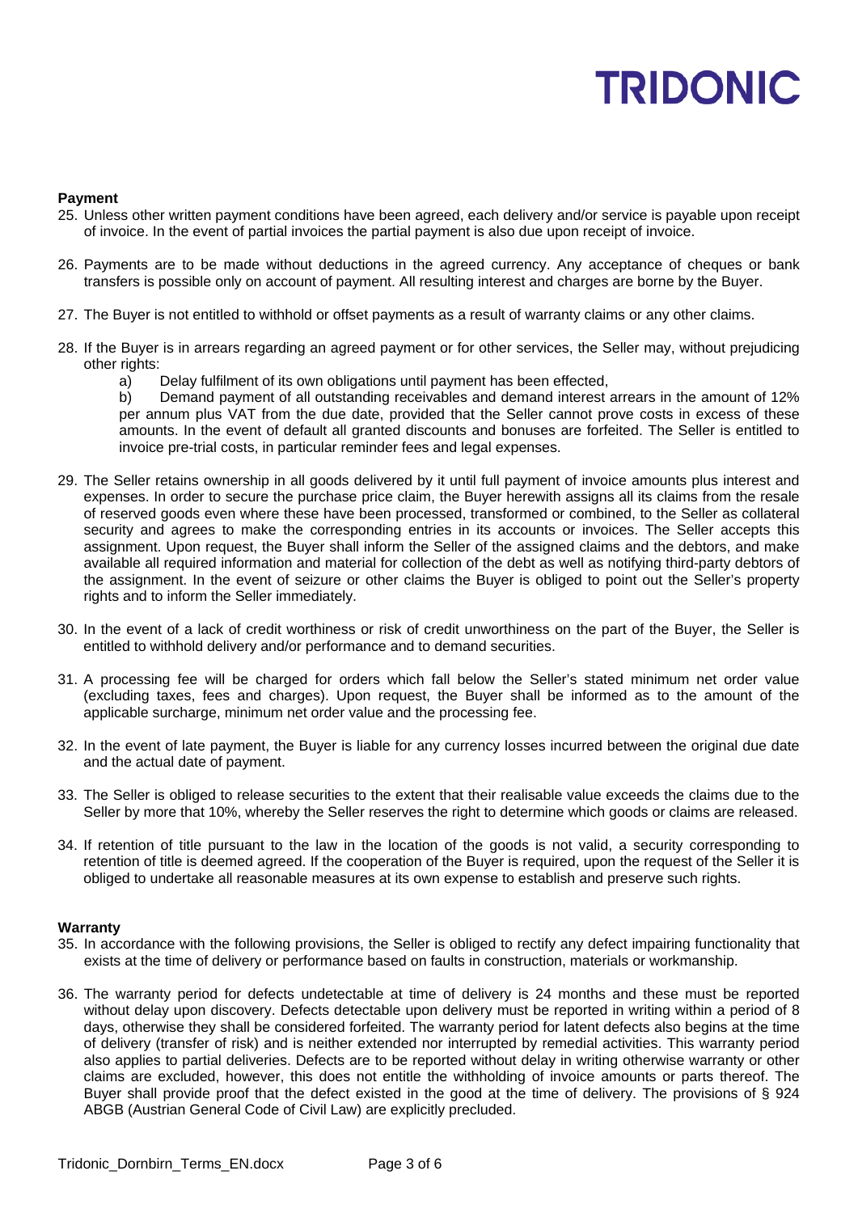## Payment

25. Unless other written payment conditions have been agreed, each delivery and/or service is payable upon receipt of invoice. In the event of partial invoices the partial payment is also due upon receipt of invoice.

26. Payments are to be made without deductions in the agreed currency. Any acceptance of cheques or bank transfers is possible only on account of payment. All resulting interest and charges are borne by the Buyer.

27. The Buyer is not entitled to withhold or offset payments as a result of warranty claims or any other claims.

28. If the Buyer is in arrears regarding an agreed payment or for other services, the Seller may, without prejudicing other rights:
    a) Delay fulfilment of its own obligations until payment has been effected,
    b) Demand payment of all outstanding receivables and demand interest arrears in the amount of 12% per annum plus VAT from the due date, provided that the Seller cannot prove costs in excess of these amounts. In the event of default all granted discounts and bonuses are forfeited. The Seller is entitled to invoice pre-trial costs, in particular reminder fees and legal expenses.

29. The Seller retains ownership in all goods delivered by it until full payment of invoice amounts plus interest and expenses. In order to secure the purchase price claim, the Buyer herewith assigns all its claims from the resale of reserved goods even where these have been processed, transformed or combined, to the Seller as collateral security and agrees to make the corresponding entries in its accounts or invoices. The Seller accepts this assignment. Upon request, the Buyer shall inform the Seller of the assigned claims and the debtors, and make available all required information and material for collection of the debt as well as notifying third-party debtors of the assignment. In the event of seizure or other claims the Buyer is obliged to point out the Seller's property rights and to inform the Seller immediately.

30. In the event of a lack of credit worthiness or risk of credit unworthiness on the part of the Buyer, the Seller is entitled to withhold delivery and/or performance and to demand securities.

31. A processing fee will be charged for orders which fall below the Seller's stated minimum net order value (excluding taxes, fees and charges). Upon request, the Buyer shall be informed as to the amount of the applicable surcharge, minimum net order value and the processing fee.

32. In the event of late payment, the Buyer is liable for any currency losses incurred between the original due date and the actual date of payment.

33. The Seller is obliged to release securities to the extent that their realisable value exceeds the claims due to the Seller by more that 10%, whereby the Seller reserves the right to determine which goods or claims are released.

34. If retention of title pursuant to the law in the location of the goods is not valid, a security corresponding to retention of title is deemed agreed. If the cooperation of the Buyer is required, upon the request of the Seller it is obliged to undertake all reasonable measures at its own expense to establish and preserve such rights.

## Warranty

35. In accordance with the following provisions, the Seller is obliged to rectify any defect impairing functionality that exists at the time of delivery or performance based on faults in construction, materials or workmanship.

36. The warranty period for defects undetectable at time of delivery is 24 months and these must be reported without delay upon discovery. Defects detectable upon delivery must be reported in writing within a period of 8 days, otherwise they shall be considered forfeited. The warranty period for latent defects also begins at the time of delivery (transfer of risk) and is neither extended nor interrupted by remedial activities. This warranty period also applies to partial deliveries. Defects are to be reported without delay in writing otherwise warranty or other claims are excluded, however, this does not entitle the withholding of invoice amounts or parts thereof. The Buyer shall provide proof that the defect existed in the good at the time of delivery. The provisions of § 924 ABGB (Austrian General Code of Civil Law) are explicitly precluded.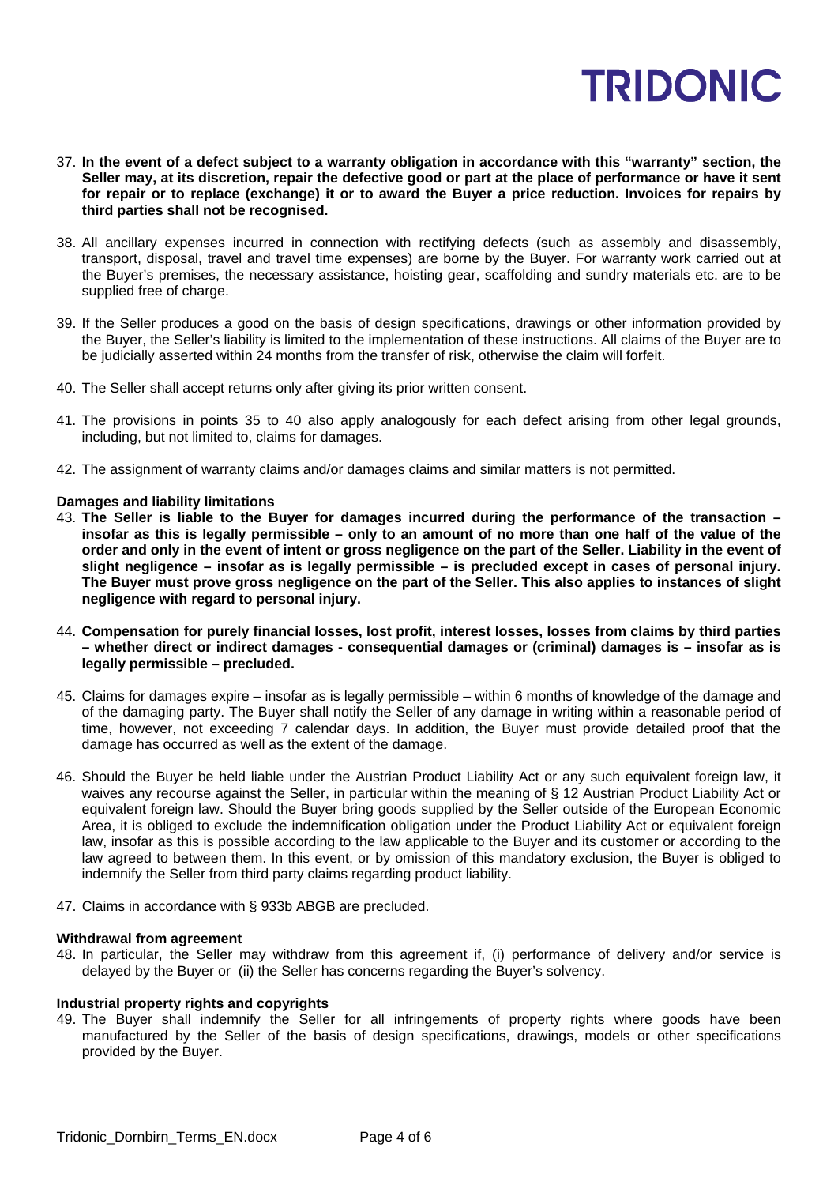37. **In the event of a defect subject to a warranty obligation in accordance with this "warranty" section, the Seller may, at its discretion, repair the defective good or part at the place of performance or have it sent for repair or to replace (exchange) it or to award the Buyer a price reduction. Invoices for repairs by third parties shall not be recognised.**

38. All ancillary expenses incurred in connection with rectifying defects (such as assembly and disassembly, transport, disposal, travel and travel time expenses) are borne by the Buyer. For warranty work carried out at the Buyer's premises, the necessary assistance, hoisting gear, scaffolding and sundry materials etc. are to be supplied free of charge.

39. If the Seller produces a good on the basis of design specifications, drawings or other information provided by the Buyer, the Seller's liability is limited to the implementation of these instructions. All claims of the Buyer are to be judicially asserted within 24 months from the transfer of risk, otherwise the claim will forfeit.

40. The Seller shall accept returns only after giving its prior written consent.

41. The provisions in points 35 to 40 also apply analogously for each defect arising from other legal grounds, including, but not limited to, claims for damages.

42. The assignment of warranty claims and/or damages claims and similar matters is not permitted.

**Damages and liability limitations**

43. **The Seller is liable to the Buyer for damages incurred during the performance of the transaction – insofar as this is legally permissible – only to an amount of no more than one half of the value of the order and only in the event of intent or gross negligence on the part of the Seller. Liability in the event of slight negligence – insofar as is legally permissible – is precluded except in cases of personal injury. The Buyer must prove gross negligence on the part of the Seller. This also applies to instances of slight negligence with regard to personal injury.**

44. **Compensation for purely financial losses, lost profit, interest losses, losses from claims by third parties – whether direct or indirect damages - consequential damages or (criminal) damages is – insofar as is legally permissible – precluded.**

45. Claims for damages expire – insofar as is legally permissible – within 6 months of knowledge of the damage and of the damaging party. The Buyer shall notify the Seller of any damage in writing within a reasonable period of time, however, not exceeding 7 calendar days. In addition, the Buyer must provide detailed proof that the damage has occurred as well as the extent of the damage.

46. Should the Buyer be held liable under the Austrian Product Liability Act or any such equivalent foreign law, it waives any recourse against the Seller, in particular within the meaning of § 12 Austrian Product Liability Act or equivalent foreign law. Should the Buyer bring goods supplied by the Seller outside of the European Economic Area, it is obliged to exclude the indemnification obligation under the Product Liability Act or equivalent foreign law, insofar as this is possible according to the law applicable to the Buyer and its customer or according to the law agreed to between them. In this event, or by omission of this mandatory exclusion, the Buyer is obliged to indemnify the Seller from third party claims regarding product liability.

47. Claims in accordance with § 933b ABGB are precluded.

**Withdrawal from agreement**

48. In particular, the Seller may withdraw from this agreement if, (i) performance of delivery and/or service is delayed by the Buyer or (ii) the Seller has concerns regarding the Buyer's solvency.

**Industrial property rights and copyrights**

49. The Buyer shall indemnify the Seller for all infringements of property rights where goods have been manufactured by the Seller of the basis of design specifications, drawings, models or other specifications provided by the Buyer.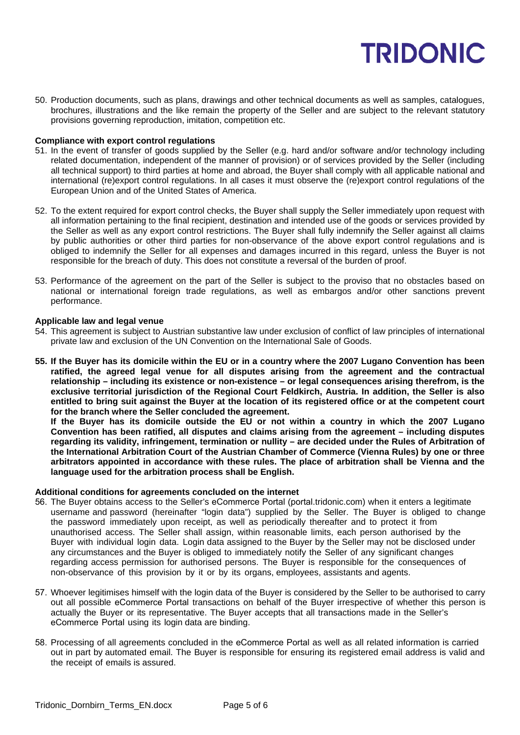50. Production documents, such as plans, drawings and other technical documents as well as samples, catalogues, brochures, illustrations and the like remain the property of the Seller and are subject to the relevant statutory provisions governing reproduction, imitation, competition etc.

**Compliance with export control regulations**

51. In the event of transfer of goods supplied by the Seller (e.g. hard and/or software and/or technology including related documentation, independent of the manner of provision) or of services provided by the Seller (including all technical support) to third parties at home and abroad, the Buyer shall comply with all applicable national and international (re)export control regulations. In all cases it must observe the (re)export control regulations of the European Union and of the United States of America.

52. To the extent required for export control checks, the Buyer shall supply the Seller immediately upon request with all information pertaining to the final recipient, destination and intended use of the goods or services provided by the Seller as well as any export control restrictions. The Buyer shall fully indemnify the Seller against all claims by public authorities or other third parties for non-observance of the above export control regulations and is obliged to indemnify the Seller for all expenses and damages incurred in this regard, unless the Buyer is not responsible for the breach of duty. This does not constitute a reversal of the burden of proof.

53. Performance of the agreement on the part of the Seller is subject to the proviso that no obstacles based on national or international foreign trade regulations, as well as embargos and/or other sanctions prevent performance.

**Applicable law and legal venue**

54. This agreement is subject to Austrian substantive law under exclusion of conflict of law principles of international private law and exclusion of the UN Convention on the International Sale of Goods.

55. **If the Buyer has its domicile within the EU or in a country where the 2007 Lugano Convention has been ratified, the agreed legal venue for all disputes arising from the agreement and the contractual relationship – including its existence or non-existence – or legal consequences arising therefrom, is the exclusive territorial jurisdiction of the Regional Court Feldkirch, Austria. In addition, the Seller is also entitled to bring suit against the Buyer at the location of its registered office or at the competent court for the branch where the Seller concluded the agreement.**
    **If the Buyer has its domicile outside the EU or not within a country in which the 2007 Lugano Convention has been ratified, all disputes and claims arising from the agreement – including disputes regarding its validity, infringement, termination or nullity – are decided under the Rules of Arbitration of the International Arbitration Court of the Austrian Chamber of Commerce (Vienna Rules) by one or three arbitrators appointed in accordance with these rules. The place of arbitration shall be Vienna and the language used for the arbitration process shall be English.**

**Additional conditions for agreements concluded on the internet**

56. The Buyer obtains access to the Seller's eCommerce Portal (portal.tridonic.com) when it enters a legitimate username and password (hereinafter "login data") supplied by the Seller. The Buyer is obliged to change the password immediately upon receipt, as well as periodically thereafter and to protect it from unauthorised access. The Seller shall assign, within reasonable limits, each person authorised by the Buyer with individual login data. Login data assigned to the Buyer by the Seller may not be disclosed under any circumstances and the Buyer is obliged to immediately notify the Seller of any significant changes regarding access permission for authorised persons. The Buyer is responsible for the consequences of non-observance of this provision by it or by its organs, employees, assistants and agents.

57. Whoever legitimises himself with the login data of the Buyer is considered by the Seller to be authorised to carry out all possible eCommerce Portal transactions on behalf of the Buyer irrespective of whether this person is actually the Buyer or its representative. The Buyer accepts that all transactions made in the Seller's eCommerce Portal using its login data are binding.

58. Processing of all agreements concluded in the eCommerce Portal as well as all related information is carried out in part by automated email. The Buyer is responsible for ensuring its registered email address is valid and the receipt of emails is assured.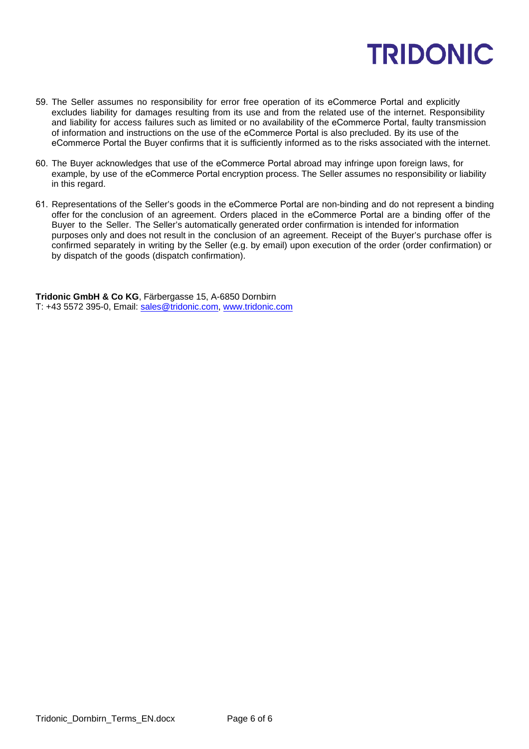59. The Seller assumes no responsibility for error free operation of its eCommerce Portal and explicitly excludes liability for damages resulting from its use and from the related use of the internet. Responsibility and liability for access failures such as limited or no availability of the eCommerce Portal, faulty transmission of information and instructions on the use of the eCommerce Portal is also precluded. By its use of the eCommerce Portal the Buyer confirms that it is sufficiently informed as to the risks associated with the internet.

60. The Buyer acknowledges that use of the eCommerce Portal abroad may infringe upon foreign laws, for example, by use of the eCommerce Portal encryption process. The Seller assumes no responsibility or liability in this regard.

61. Representations of the Seller's goods in the eCommerce Portal are non-binding and do not represent a binding offer for the conclusion of an agreement. Orders placed in the eCommerce Portal are a binding offer of the Buyer to the Seller. The Seller's automatically generated order confirmation is intended for information purposes only and does not result in the conclusion of an agreement. Receipt of the Buyer's purchase offer is confirmed separately in writing by the Seller (e.g. by email) upon execution of the order (order confirmation) or by dispatch of the goods (dispatch confirmation).

**Tridonic GmbH & Co KG**, Färbergasse 15, A-6850 Dornbirn
T: +43 5572 395-0, Email: sales@tridonic.com, www.tridonic.com